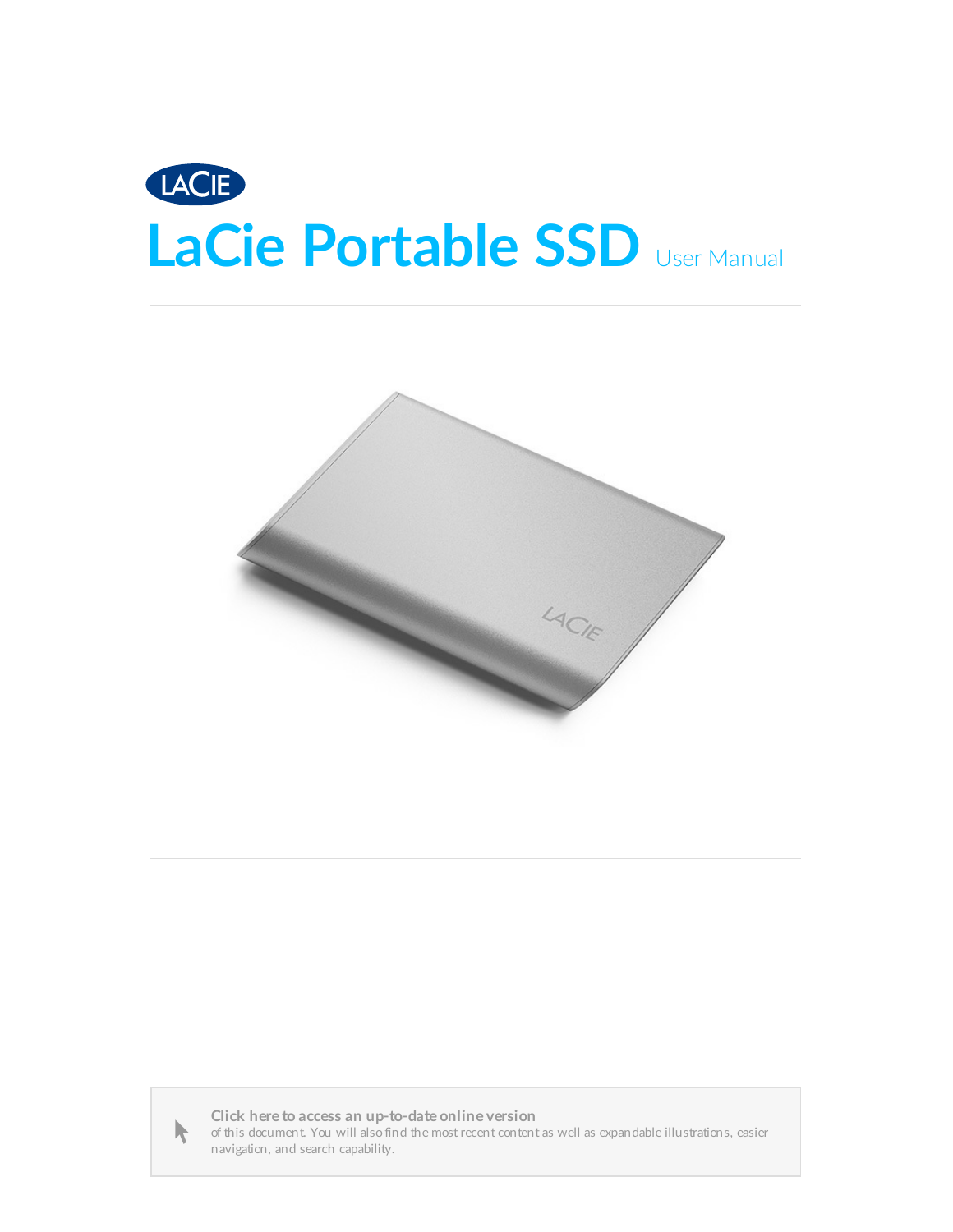# LaCie Portable SSD User Manual

**Click here to access an up-to-date online version**
of this document. You will also find the most recent content as well as expandable illustrations, easier navigation, and search capability.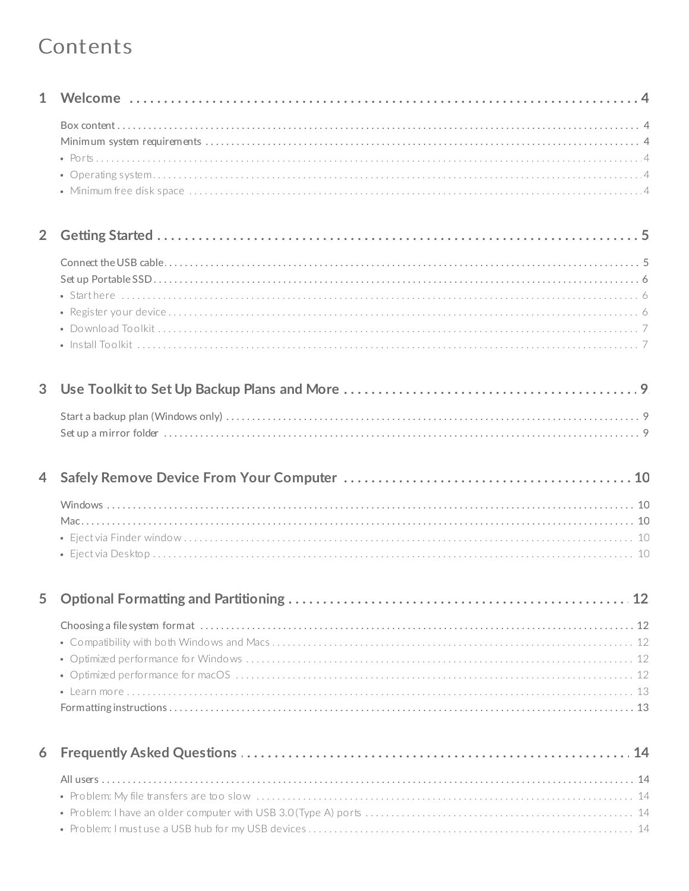# Contents

**1 Welcome** ........................................................................ 4

- Box content ........................................................................ 4
- Minimum system requirements ........................................................................ 4
  - Ports ........................................................................ 4
  - Operating system ........................................................................ 4
  - Minimum free disk space ........................................................................ 4

**2 Getting Started** ........................................................................ 5

- Connect the USB cable ........................................................................ 5
- Set up Portable SSD ........................................................................ 6
  - Start here ........................................................................ 6
  - Register your device ........................................................................ 6
  - Download Toolkit ........................................................................ 7
  - Install Toolkit ........................................................................ 7

**3 Use Toolkit to Set Up Backup Plans and More** ........................................................................ 9

- Start a backup plan (Windows only) ........................................................................ 9
- Set up a mirror folder ........................................................................ 9

**4 Safely Remove Device From Your Computer** ........................................................................ 10

- Windows ........................................................................ 10
- Mac ........................................................................ 10
  - Eject via Finder window ........................................................................ 10
  - Eject via Desktop ........................................................................ 10

**5 Optional Formatting and Partitioning** ........................................................................ 12

- Choosing a file system format ........................................................................ 12
  - Compatibility with both Windows and Macs ........................................................................ 12
  - Optimized performance for Windows ........................................................................ 12
  - Optimized performance for macOS ........................................................................ 12
  - Learn more ........................................................................ 13
- Formatting instructions ........................................................................ 13

**6 Frequently Asked Questions** ........................................................................ 14

- All users ........................................................................ 14
  - Problem: My file transfers are too slow ........................................................................ 14
  - Problem: I have an older computer with USB 3.0 (Type A) ports ........................................................................ 14
  - Problem: I must use a USB hub for my USB devices ........................................................................ 14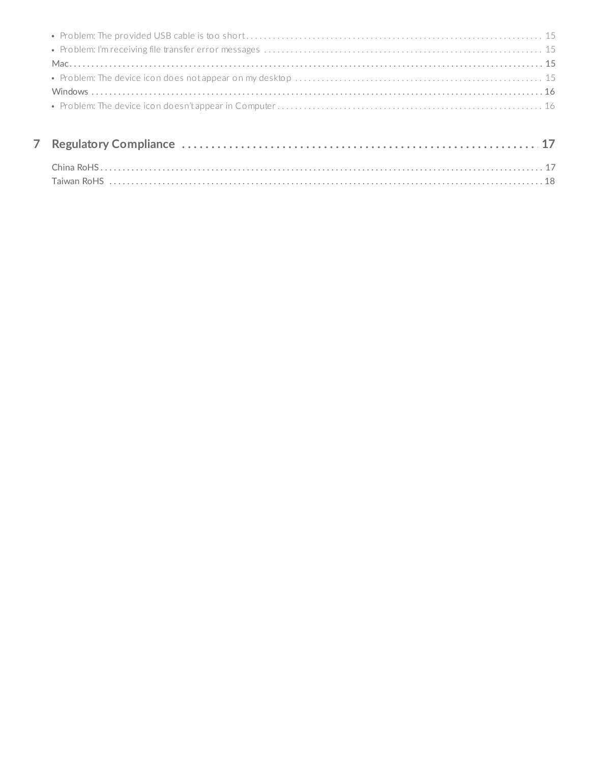- Problem: The provided USB cable is too short . . . . . . . . . . . . . . . . . . . . . . . . . . . . . . . . . . . . . . . . . . . . . . . . . . . . . . . . . . . . . . . . . . . 15
- Problem: I'm receiving file transfer error messages . . . . . . . . . . . . . . . . . . . . . . . . . . . . . . . . . . . . . . . . . . . . . . . . . . . . . . . . . . . . . . . 15

Mac . . . . . . . . . . . . . . . . . . . . . . . . . . . . . . . . . . . . . . . . . . . . . . . . . . . . . . . . . . . . . . . . . . . . . . . . . . . . . . . . . . . . . . . . . . . . . . . . . . . . 15

- Problem: The device icon does not appear on my desktop . . . . . . . . . . . . . . . . . . . . . . . . . . . . . . . . . . . . . . . . . . . . . . . . . . . . . . . 15

Windows . . . . . . . . . . . . . . . . . . . . . . . . . . . . . . . . . . . . . . . . . . . . . . . . . . . . . . . . . . . . . . . . . . . . . . . . . . . . . . . . . . . . . . . . . . . . . . . . 16

- Problem: The device icon doesn't appear in Computer . . . . . . . . . . . . . . . . . . . . . . . . . . . . . . . . . . . . . . . . . . . . . . . . . . . . . . . . . . . 16

**7 Regulatory Compliance . . . . . . . . . . . . . . . . . . . . . . . . . . . . . . . . . . . . . . . . . . . . . . . . . . . . . . . . . . . . . 17**

China RoHS . . . . . . . . . . . . . . . . . . . . . . . . . . . . . . . . . . . . . . . . . . . . . . . . . . . . . . . . . . . . . . . . . . . . . . . . . . . . . . . . . . . . . . . . . . . . . . 17

Taiwan RoHS . . . . . . . . . . . . . . . . . . . . . . . . . . . . . . . . . . . . . . . . . . . . . . . . . . . . . . . . . . . . . . . . . . . . . . . . . . . . . . . . . . . . . . . . . . . . 18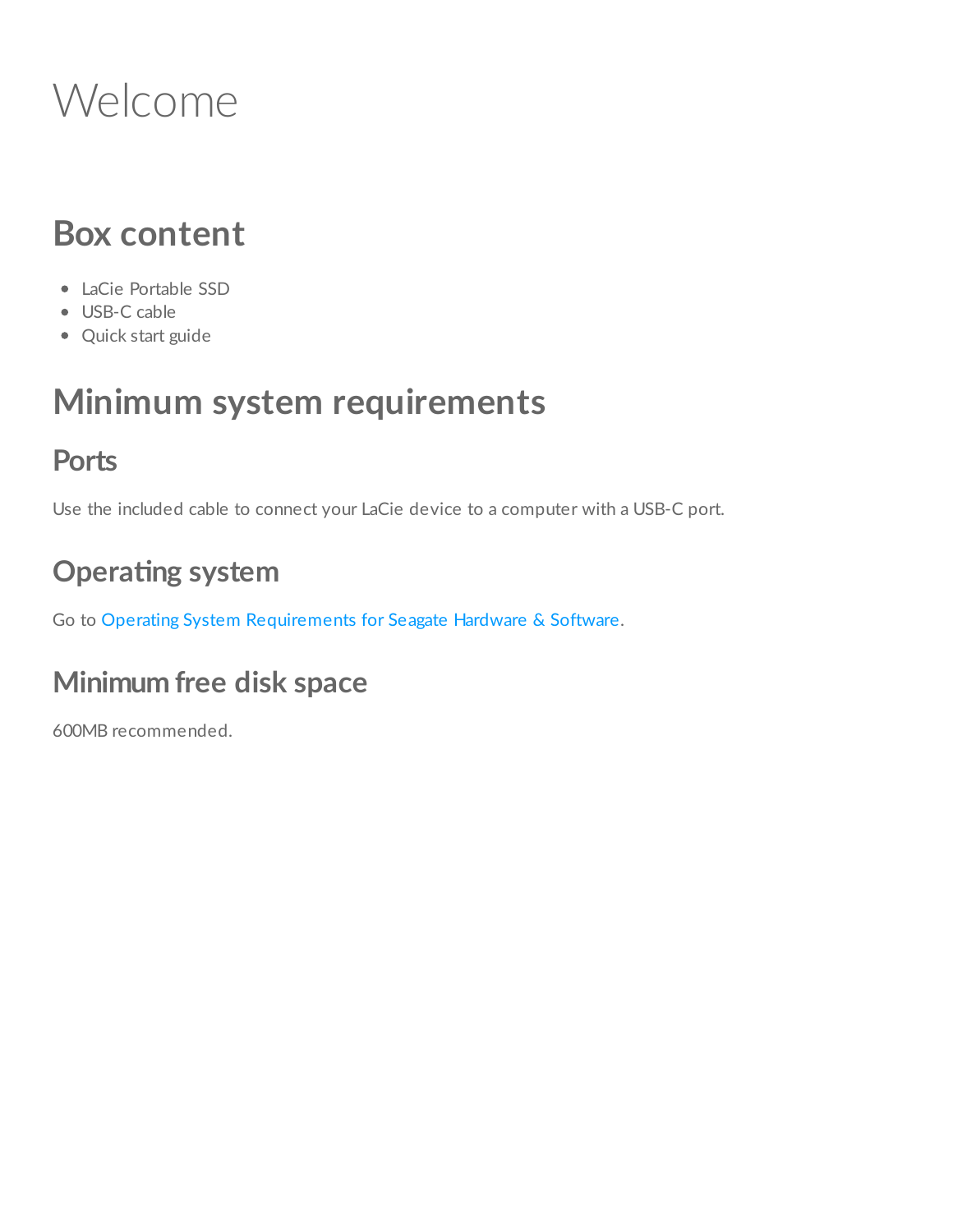# Welcome

## Box content

- LaCie Portable SSD
- USB-C cable
- Quick start guide

## Minimum system requirements

### Ports

Use the included cable to connect your LaCie device to a computer with a USB-C port.

### Operating system

Go to Operating System Requirements for Seagate Hardware & Software.

### Minimum free disk space

600MB recommended.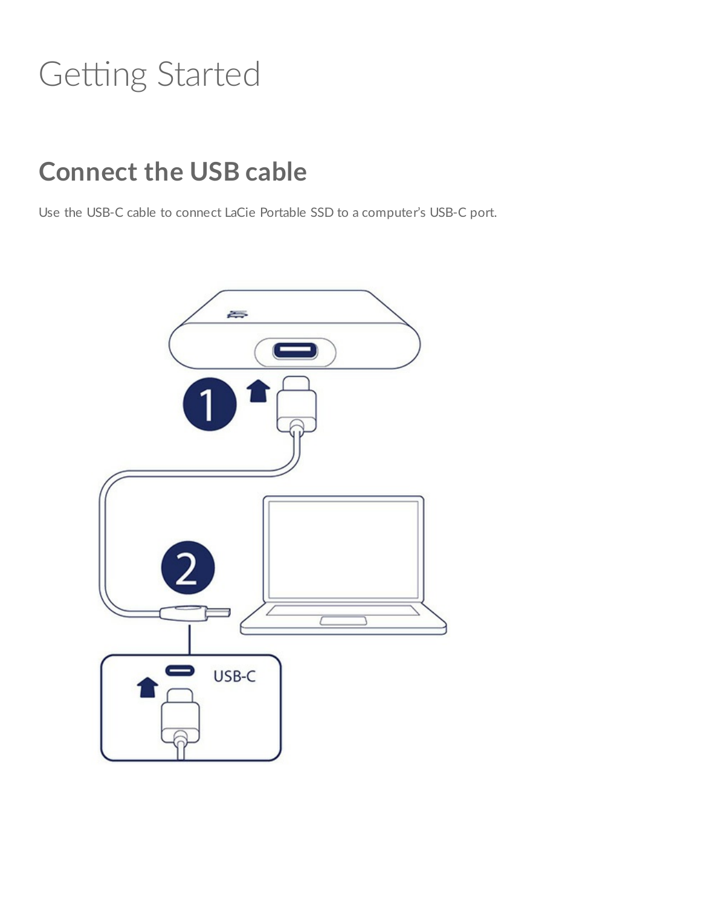# Getting Started

## Connect the USB cable

Use the USB-C cable to connect LaCie Portable SSD to a computer's USB-C port.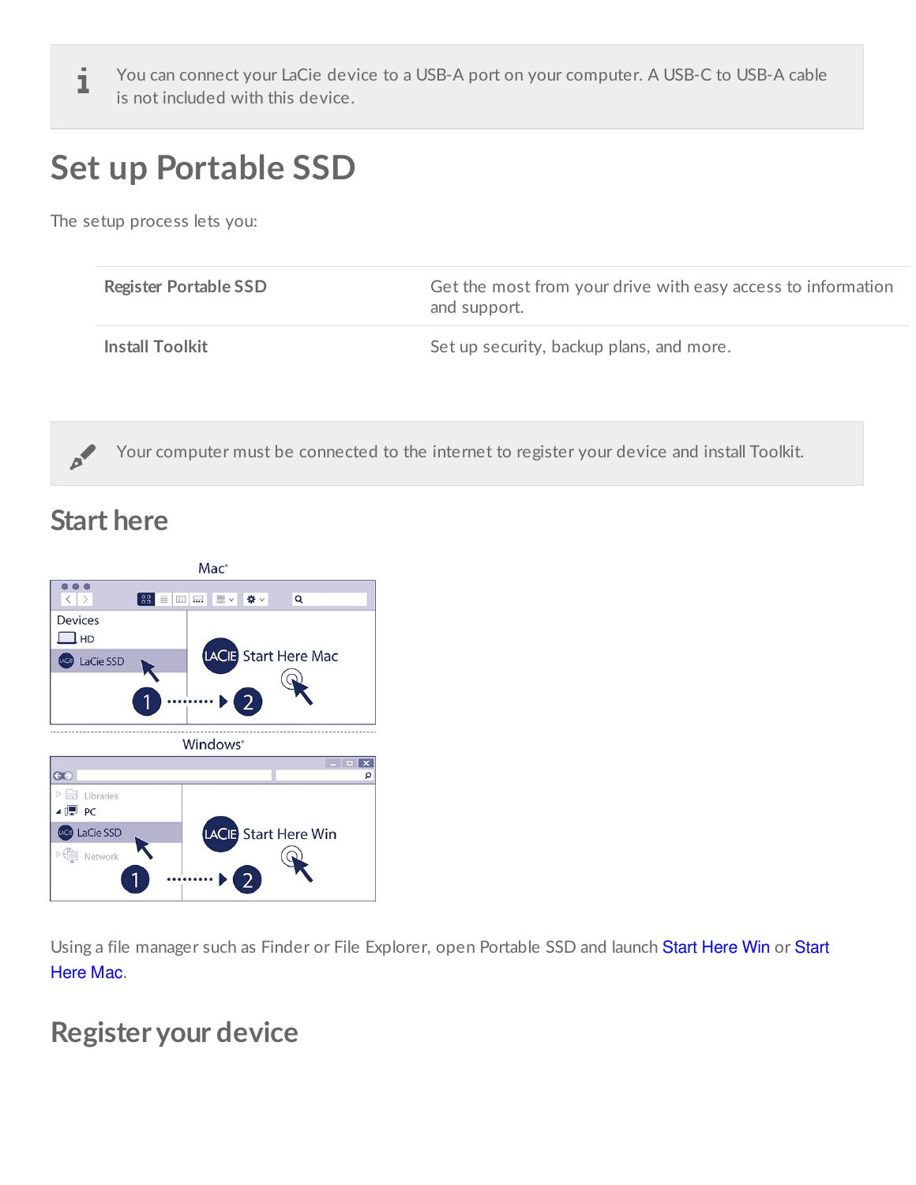You can connect your LaCie device to a USB-A port on your computer. A USB-C to USB-A cable is not included with this device.

# Set up Portable SSD

The setup process lets you:

| | |
|---|---|
| **Register Portable SSD** | Get the most from your drive with easy access to information and support. |
| **Install Toolkit** | Set up security, backup plans, and more. |

Your computer must be connected to the internet to register your device and install Toolkit.

## Start here

Using a file manager such as Finder or File Explorer, open Portable SSD and launch Start Here Win or Start Here Mac.

## Register your device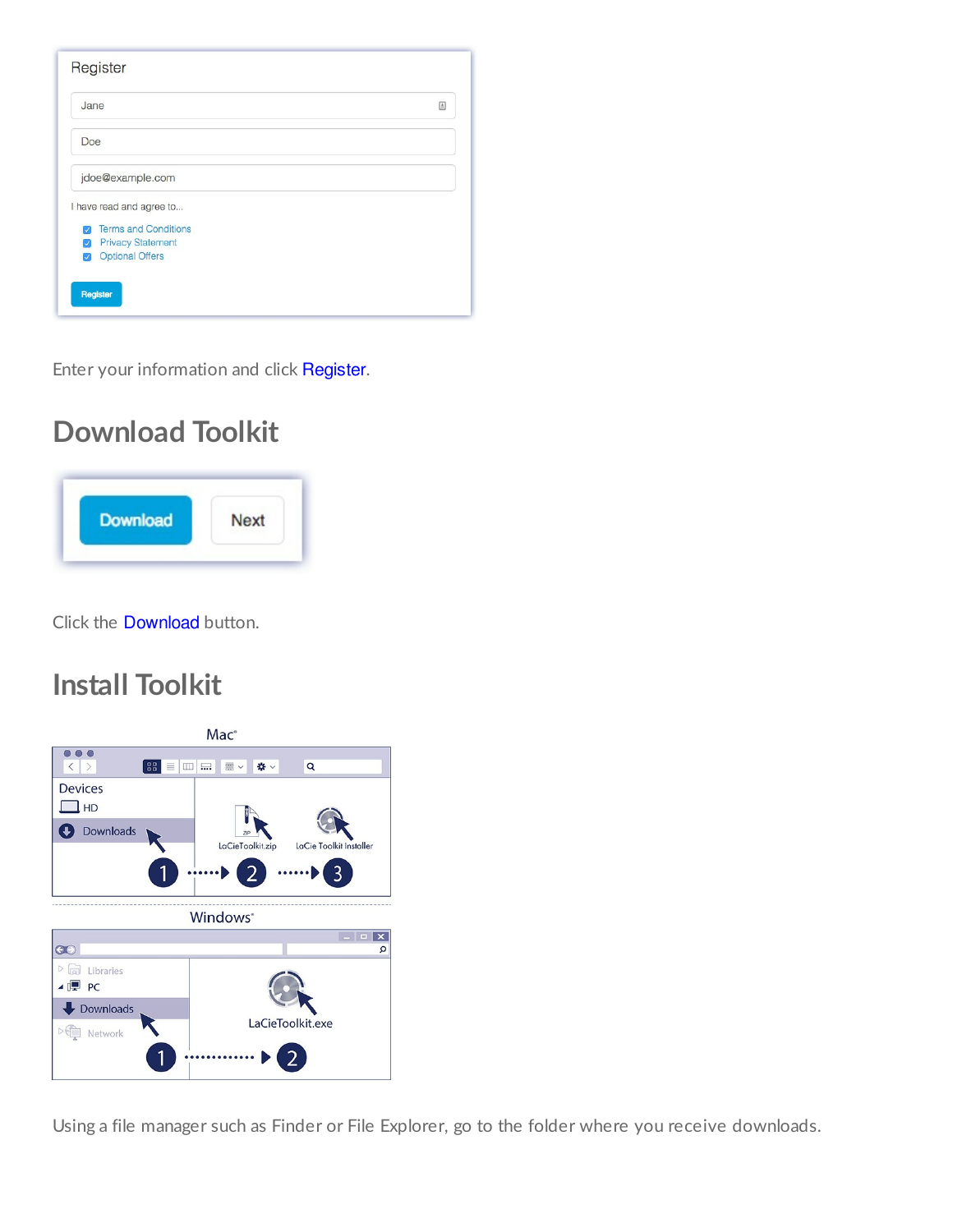Enter your information and click Register.

## Download Toolkit

Click the Download button.

## Install Toolkit

Using a file manager such as Finder or File Explorer, go to the folder where you receive downloads.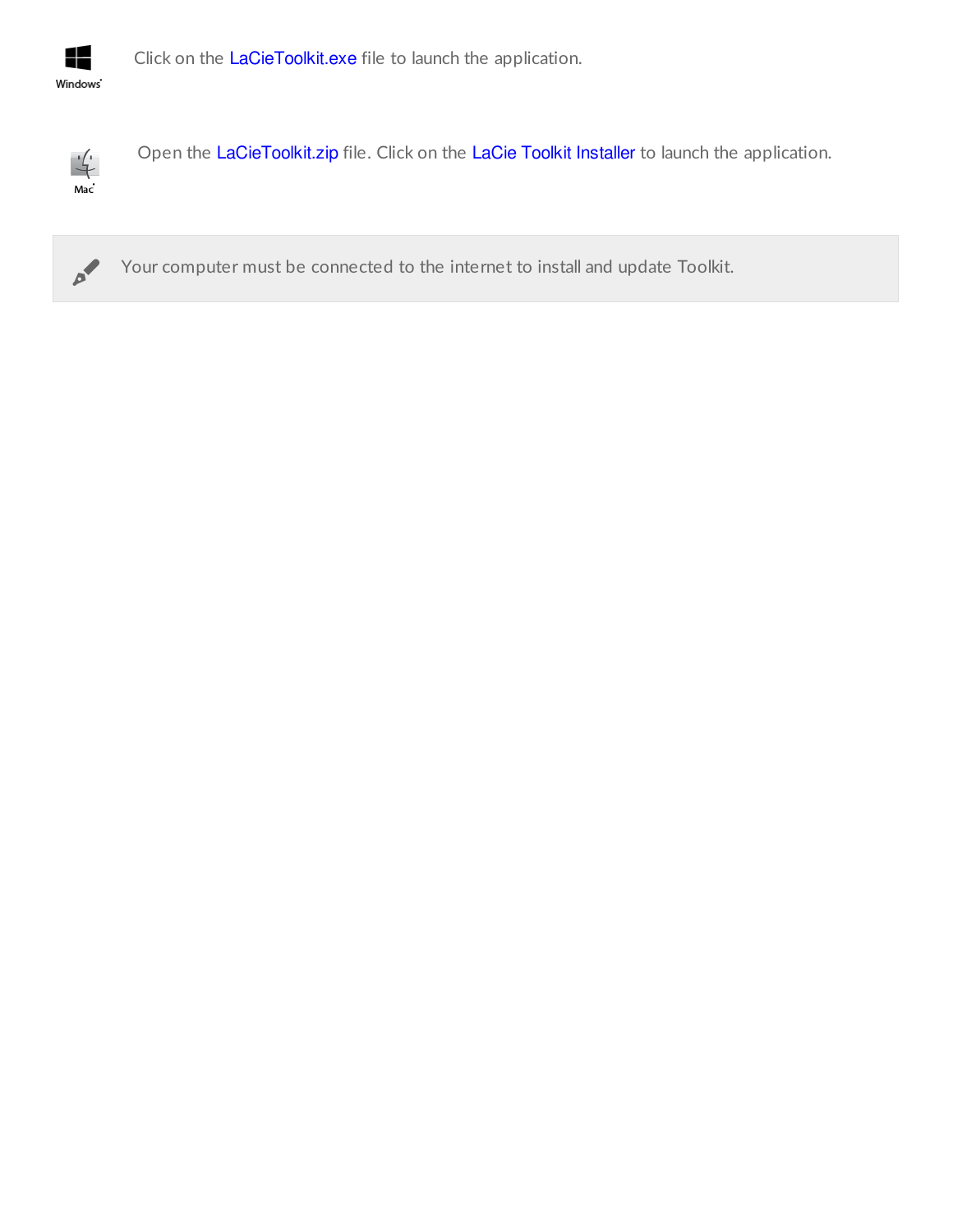Windows

Click on the LaCieToolkit.exe file to launch the application.

Mac

Open the LaCieToolkit.zip file. Click on the LaCie Toolkit Installer to launch the application.

Your computer must be connected to the internet to install and update Toolkit.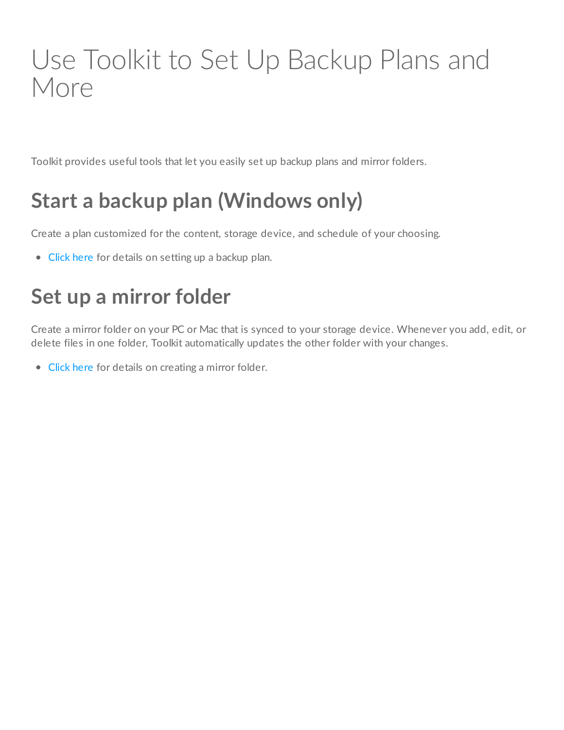# Use Toolkit to Set Up Backup Plans and More

Toolkit provides useful tools that let you easily set up backup plans and mirror folders.

## Start a backup plan (Windows only)

Create a plan customized for the content, storage device, and schedule of your choosing.

- Click here for details on setting up a backup plan.

## Set up a mirror folder

Create a mirror folder on your PC or Mac that is synced to your storage device. Whenever you add, edit, or delete files in one folder, Toolkit automatically updates the other folder with your changes.

- Click here for details on creating a mirror folder.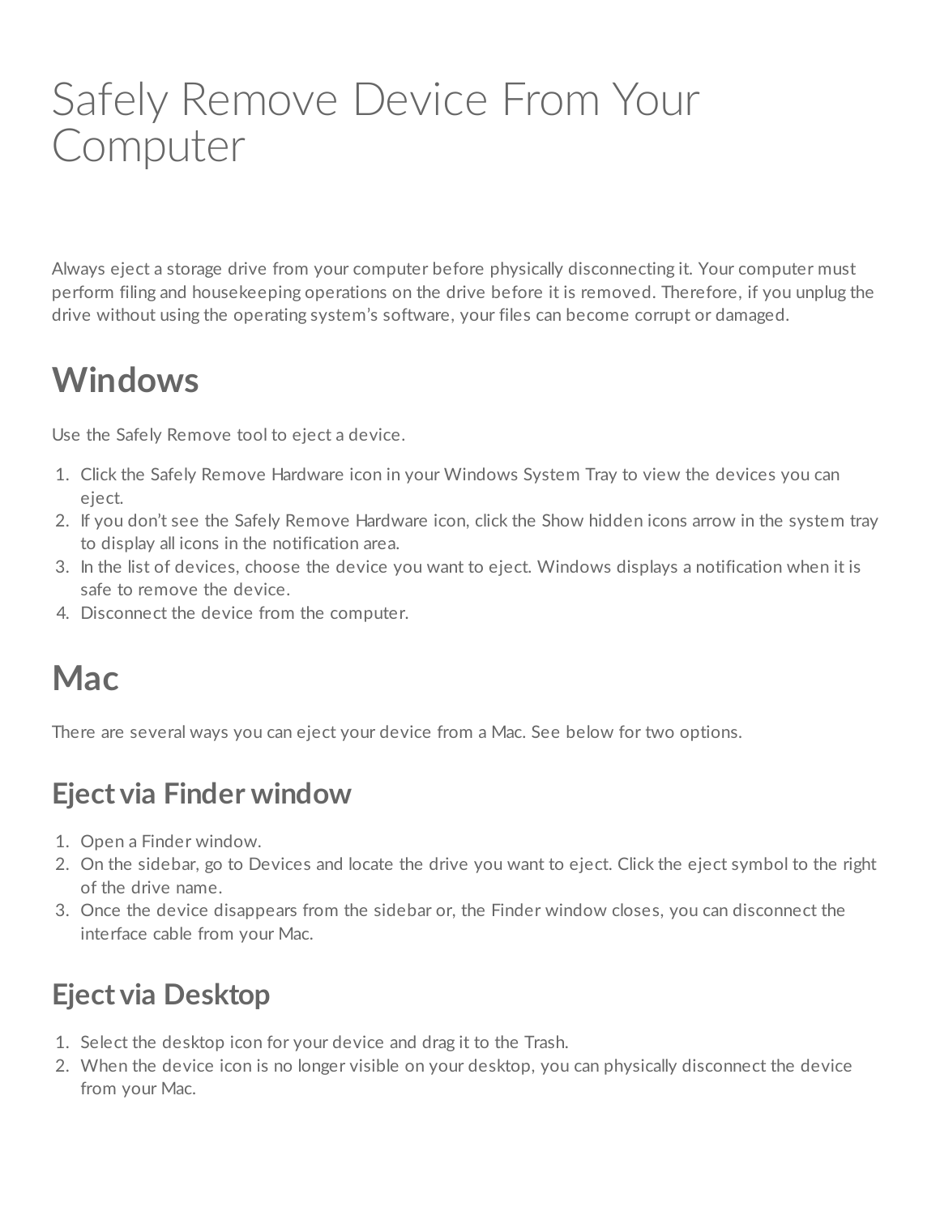# Safely Remove Device From Your Computer

Always eject a storage drive from your computer before physically disconnecting it. Your computer must perform filing and housekeeping operations on the drive before it is removed. Therefore, if you unplug the drive without using the operating system's software, your files can become corrupt or damaged.

## Windows

Use the Safely Remove tool to eject a device.

1. Click the Safely Remove Hardware icon in your Windows System Tray to view the devices you can eject.
2. If you don't see the Safely Remove Hardware icon, click the Show hidden icons arrow in the system tray to display all icons in the notification area.
3. In the list of devices, choose the device you want to eject. Windows displays a notification when it is safe to remove the device.
4. Disconnect the device from the computer.

## Mac

There are several ways you can eject your device from a Mac. See below for two options.

### Eject via Finder window

1. Open a Finder window.
2. On the sidebar, go to Devices and locate the drive you want to eject. Click the eject symbol to the right of the drive name.
3. Once the device disappears from the sidebar or, the Finder window closes, you can disconnect the interface cable from your Mac.

### Eject via Desktop

1. Select the desktop icon for your device and drag it to the Trash.
2. When the device icon is no longer visible on your desktop, you can physically disconnect the device from your Mac.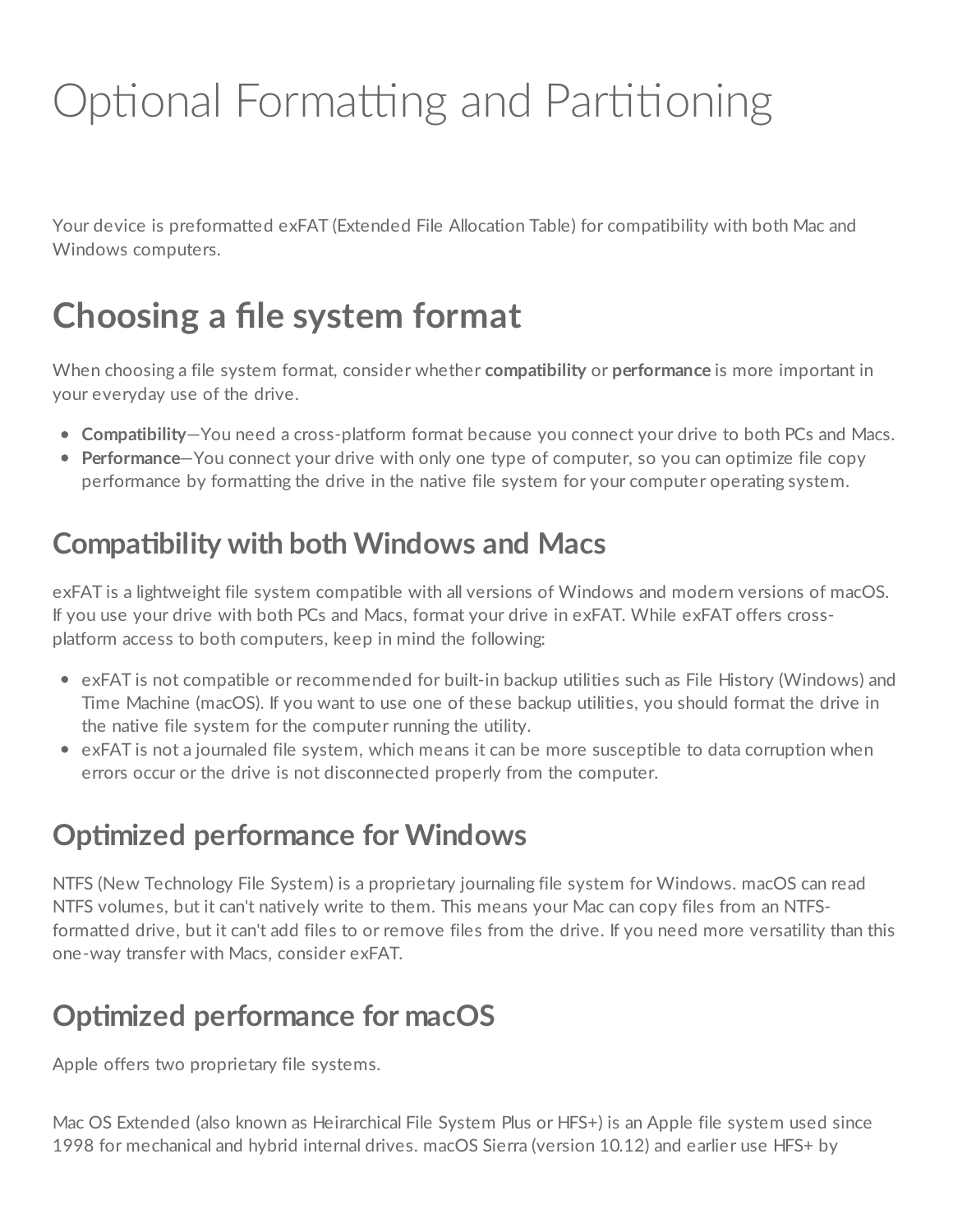# Optional Formatting and Partitioning

Your device is preformatted exFAT (Extended File Allocation Table) for compatibility with both Mac and Windows computers.

## Choosing a file system format

When choosing a file system format, consider whether **compatibility** or **performance** is more important in your everyday use of the drive.

- **Compatibility**—You need a cross-platform format because you connect your drive to both PCs and Macs.
- **Performance**—You connect your drive with only one type of computer, so you can optimize file copy performance by formatting the drive in the native file system for your computer operating system.

### Compatibility with both Windows and Macs

exFAT is a lightweight file system compatible with all versions of Windows and modern versions of macOS. If you use your drive with both PCs and Macs, format your drive in exFAT. While exFAT offers cross-platform access to both computers, keep in mind the following:

- exFAT is not compatible or recommended for built-in backup utilities such as File History (Windows) and Time Machine (macOS). If you want to use one of these backup utilities, you should format the drive in the native file system for the computer running the utility.
- exFAT is not a journaled file system, which means it can be more susceptible to data corruption when errors occur or the drive is not disconnected properly from the computer.

### Optimized performance for Windows

NTFS (New Technology File System) is a proprietary journaling file system for Windows. macOS can read NTFS volumes, but it can't natively write to them. This means your Mac can copy files from an NTFS-formatted drive, but it can't add files to or remove files from the drive. If you need more versatility than this one-way transfer with Macs, consider exFAT.

### Optimized performance for macOS

Apple offers two proprietary file systems.

Mac OS Extended (also known as Heirarchical File System Plus or HFS+) is an Apple file system used since 1998 for mechanical and hybrid internal drives. macOS Sierra (version 10.12) and earlier use HFS+ by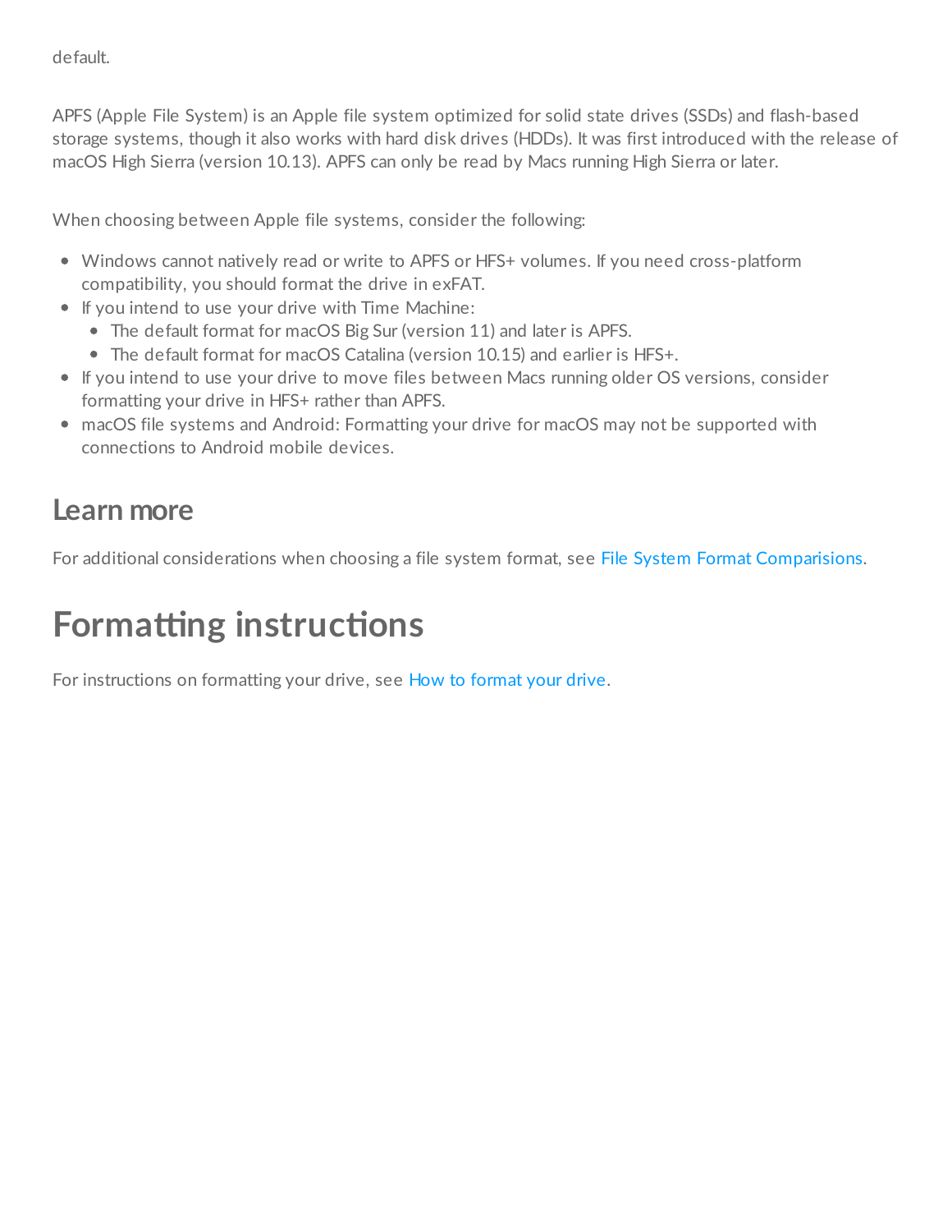default.

APFS (Apple File System) is an Apple file system optimized for solid state drives (SSDs) and flash-based storage systems, though it also works with hard disk drives (HDDs). It was first introduced with the release of macOS High Sierra (version 10.13). APFS can only be read by Macs running High Sierra or later.

When choosing between Apple file systems, consider the following:

- Windows cannot natively read or write to APFS or HFS+ volumes. If you need cross-platform compatibility, you should format the drive in exFAT.
- If you intend to use your drive with Time Machine:
  - The default format for macOS Big Sur (version 11) and later is APFS.
  - The default format for macOS Catalina (version 10.15) and earlier is HFS+.
- If you intend to use your drive to move files between Macs running older OS versions, consider formatting your drive in HFS+ rather than APFS.
- macOS file systems and Android: Formatting your drive for macOS may not be supported with connections to Android mobile devices.

## Learn more

For additional considerations when choosing a file system format, see File System Format Comparisions.

# Formatting instructions

For instructions on formatting your drive, see How to format your drive.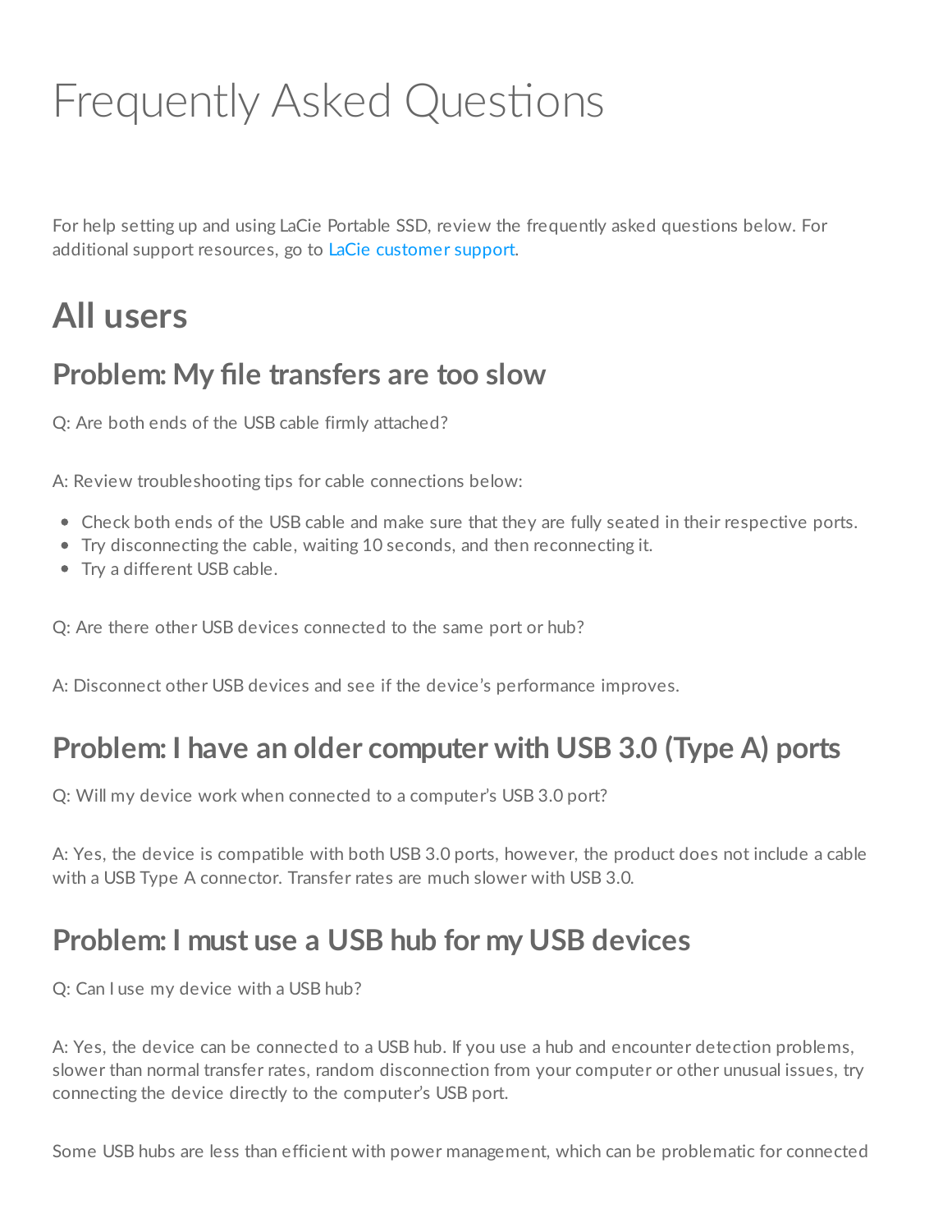# Frequently Asked Questions

For help setting up and using LaCie Portable SSD, review the frequently asked questions below. For additional support resources, go to LaCie customer support.

## All users

### Problem: My file transfers are too slow

Q: Are both ends of the USB cable firmly attached?

A: Review troubleshooting tips for cable connections below:

- Check both ends of the USB cable and make sure that they are fully seated in their respective ports.
- Try disconnecting the cable, waiting 10 seconds, and then reconnecting it.
- Try a different USB cable.

Q: Are there other USB devices connected to the same port or hub?

A: Disconnect other USB devices and see if the device's performance improves.

### Problem: I have an older computer with USB 3.0 (Type A) ports

Q: Will my device work when connected to a computer's USB 3.0 port?

A: Yes, the device is compatible with both USB 3.0 ports, however, the product does not include a cable with a USB Type A connector. Transfer rates are much slower with USB 3.0.

### Problem: I must use a USB hub for my USB devices

Q: Can I use my device with a USB hub?

A: Yes, the device can be connected to a USB hub. If you use a hub and encounter detection problems, slower than normal transfer rates, random disconnection from your computer or other unusual issues, try connecting the device directly to the computer's USB port.

Some USB hubs are less than efficient with power management, which can be problematic for connected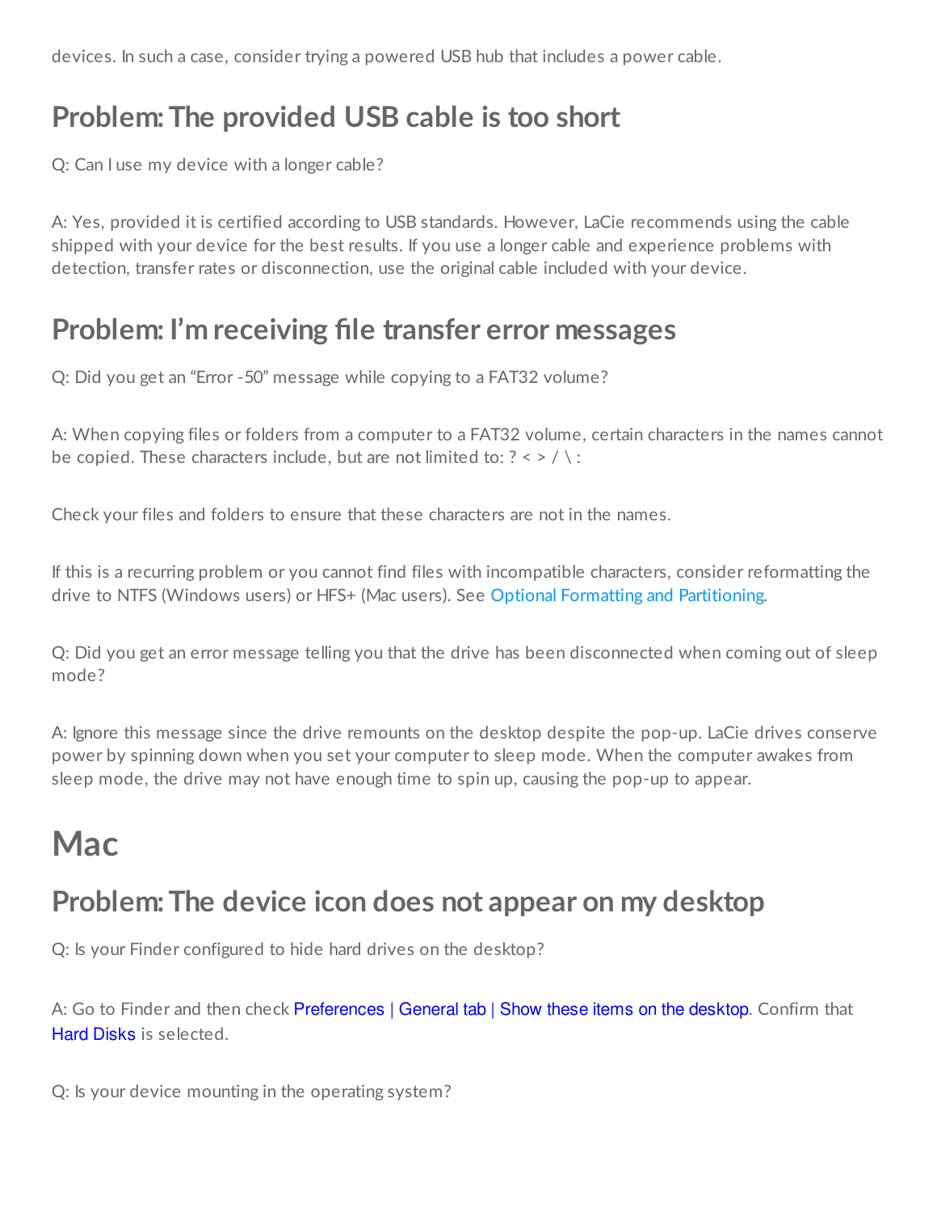devices. In such a case, consider trying a powered USB hub that includes a power cable.

## Problem: The provided USB cable is too short

Q: Can I use my device with a longer cable?

A: Yes, provided it is certified according to USB standards. However, LaCie recommends using the cable shipped with your device for the best results. If you use a longer cable and experience problems with detection, transfer rates or disconnection, use the original cable included with your device.

## Problem: I'm receiving file transfer error messages

Q: Did you get an "Error -50" message while copying to a FAT32 volume?

A: When copying files or folders from a computer to a FAT32 volume, certain characters in the names cannot be copied. These characters include, but are not limited to: ? < > / \ :

Check your files and folders to ensure that these characters are not in the names.

If this is a recurring problem or you cannot find files with incompatible characters, consider reformatting the drive to NTFS (Windows users) or HFS+ (Mac users). See Optional Formatting and Partitioning.

Q: Did you get an error message telling you that the drive has been disconnected when coming out of sleep mode?

A: Ignore this message since the drive remounts on the desktop despite the pop-up. LaCie drives conserve power by spinning down when you set your computer to sleep mode. When the computer awakes from sleep mode, the drive may not have enough time to spin up, causing the pop-up to appear.

# Mac

## Problem: The device icon does not appear on my desktop

Q: Is your Finder configured to hide hard drives on the desktop?

A: Go to Finder and then check Preferences | General tab | Show these items on the desktop. Confirm that Hard Disks is selected.

Q: Is your device mounting in the operating system?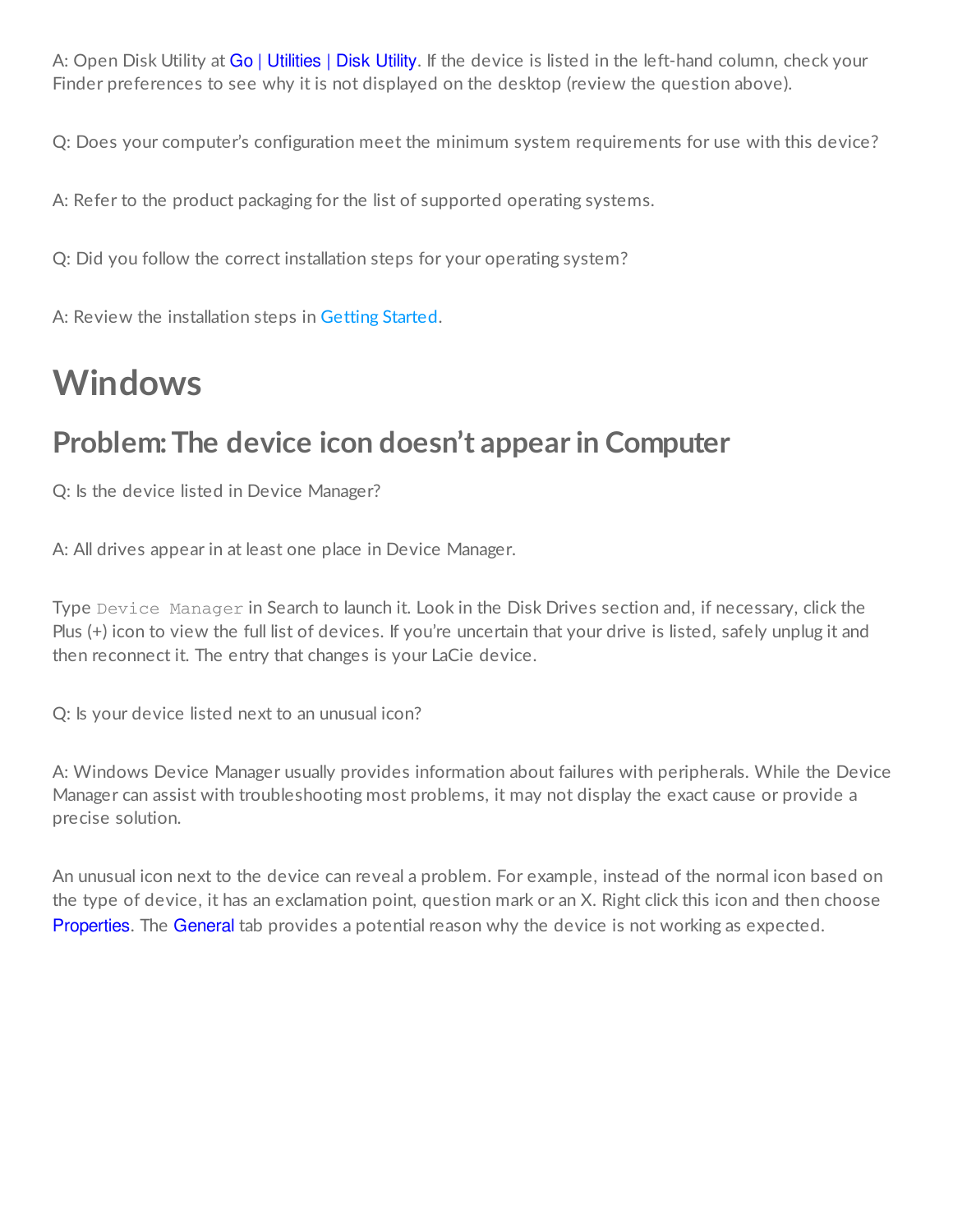A: Open Disk Utility at Go | Utilities | Disk Utility. If the device is listed in the left-hand column, check your Finder preferences to see why it is not displayed on the desktop (review the question above).

Q: Does your computer's configuration meet the minimum system requirements for use with this device?

A: Refer to the product packaging for the list of supported operating systems.

Q: Did you follow the correct installation steps for your operating system?

A: Review the installation steps in Getting Started.

# Windows

## Problem: The device icon doesn't appear in Computer

Q: Is the device listed in Device Manager?

A: All drives appear in at least one place in Device Manager.

Type `Device Manager` in Search to launch it. Look in the Disk Drives section and, if necessary, click the Plus (+) icon to view the full list of devices. If you're uncertain that your drive is listed, safely unplug it and then reconnect it. The entry that changes is your LaCie device.

Q: Is your device listed next to an unusual icon?

A: Windows Device Manager usually provides information about failures with peripherals. While the Device Manager can assist with troubleshooting most problems, it may not display the exact cause or provide a precise solution.

An unusual icon next to the device can reveal a problem. For example, instead of the normal icon based on the type of device, it has an exclamation point, question mark or an X. Right click this icon and then choose Properties. The General tab provides a potential reason why the device is not working as expected.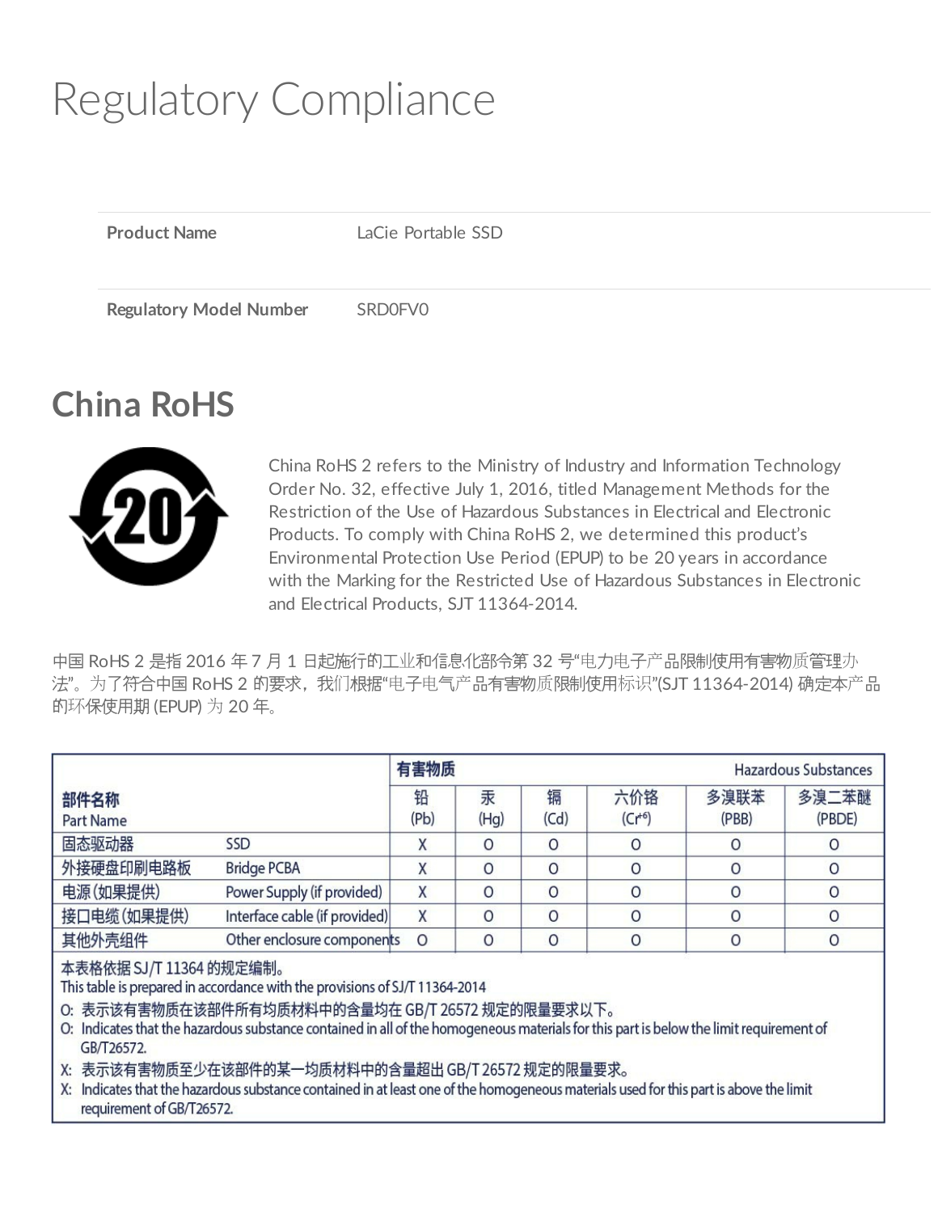# Regulatory Compliance

| Product Name | LaCie Portable SSD |
| --- | --- |
| Regulatory Model Number | SRD0FV0 |

## China RoHS

China RoHS 2 refers to the Ministry of Industry and Information Technology Order No. 32, effective July 1, 2016, titled Management Methods for the Restriction of the Use of Hazardous Substances in Electrical and Electronic Products. To comply with China RoHS 2, we determined this product's Environmental Protection Use Period (EPUP) to be 20 years in accordance with the Marking for the Restricted Use of Hazardous Substances in Electronic and Electrical Products, SJT 11364-2014.

中国 RoHS 2 是指 2016 年 7 月 1 日起施行的工业和信息化部令第 32 号"电力电子产品限制使用有害物质管理办法"。为了符合中国 RoHS 2 的要求，我们根据"电子电气产品有害物质限制使用标识"(SJT 11364-2014) 确定本产品的环保使用期 (EPUP) 为 20 年。

| 部件名称 Part Name | | 有害物质 Hazardous Substances | | | | | |
| --- | --- | --- | --- | --- | --- | --- | --- |
| | | 铅 (Pb) | 汞 (Hg) | 镉 (Cd) | 六价铬 ($Cr^{+6}$) | 多溴联苯 (PBB) | 多溴二苯醚 (PBDE) |
| 固态驱动器 | SSD | X | O | O | O | O | O |
| 外接硬盘印刷电路板 | Bridge PCBA | X | O | O | O | O | O |
| 电源 (如果提供) | Power Supply (if provided) | X | O | O | O | O | O |
| 接口电缆 (如果提供) | Interface cable (if provided) | X | O | O | O | O | O |
| 其他外壳组件 | Other enclosure components | O | O | O | O | O | O |

本表格依据 SJ/T 11364 的规定编制。
This table is prepared in accordance with the provisions of SJ/T 11364-2014

O: 表示该有害物质在该部件所有均质材料中的含量均在 GB/T 26572 规定的限量要求以下。
O: Indicates that the hazardous substance contained in all of the homogeneous materials for this part is below the limit requirement of GB/T26572.

X: 表示该有害物质至少在该部件的某一均质材料中的含量超出 GB/T 26572 规定的限量要求。
X: Indicates that the hazardous substance contained in at least one of the homogeneous materials used for this part is above the limit requirement of GB/T26572.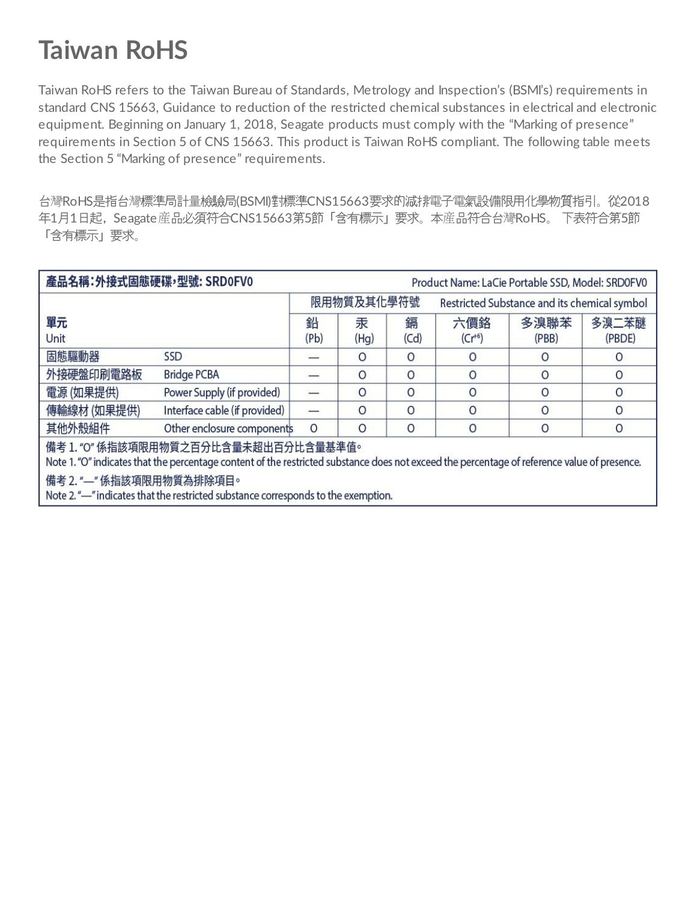# Taiwan RoHS

Taiwan RoHS refers to the Taiwan Bureau of Standards, Metrology and Inspection's (BSMI's) requirements in standard CNS 15663, Guidance to reduction of the restricted chemical substances in electrical and electronic equipment. Beginning on January 1, 2018, Seagate products must comply with the "Marking of presence" requirements in Section 5 of CNS 15663. This product is Taiwan RoHS compliant. The following table meets the Section 5 "Marking of presence" requirements.

台灣RoHS是指台灣標準局計量檢驗局(BSMI)對標準CNS15663要求的減排電子電氣設備限用化學物質指引。從2018年1月1日起，Seagate產品必須符合CNS15663第5節「含有標示」要求。本產品符合台灣RoHS。 下表符合第5節「含有標示」要求。

| 產品名稱：外接式固態硬碟，型號: SRD0FV0 | | Product Name: LaCie Portable SSD, Model: SRD0FV0 | | | | | |
|---|---|---|---|---|---|---|---|
| 單元 Unit | | 限用物質及其化學符號 Restricted Substance and its chemical symbol | | | | | |
| | | 鉛 (Pb) | 汞 (Hg) | 鎘 (Cd) | 六價鉻 ($Cr^{+6}$) | 多溴聯苯 (PBB) | 多溴二苯醚 (PBDE) |
| 固態驅動器 | SSD | — | O | O | O | O | O |
| 外接硬盤印刷電路板 | Bridge PCBA | — | O | O | O | O | O |
| 電源 (如果提供) | Power Supply (if provided) | — | O | O | O | O | O |
| 傳輸線材 (如果提供) | Interface cable (if provided) | — | O | O | O | O | O |
| 其他外殼組件 | Other enclosure components | O | O | O | O | O | O |

備考 1. "O" 係指該項限用物質之百分比含量未超出百分比含量基準值。
Note 1. "O" indicates that the percentage content of the restricted substance does not exceed the percentage of reference value of presence.

備考 2. "—" 係指該項限用物質為排除項目。
Note 2. "—" indicates that the restricted substance corresponds to the exemption.